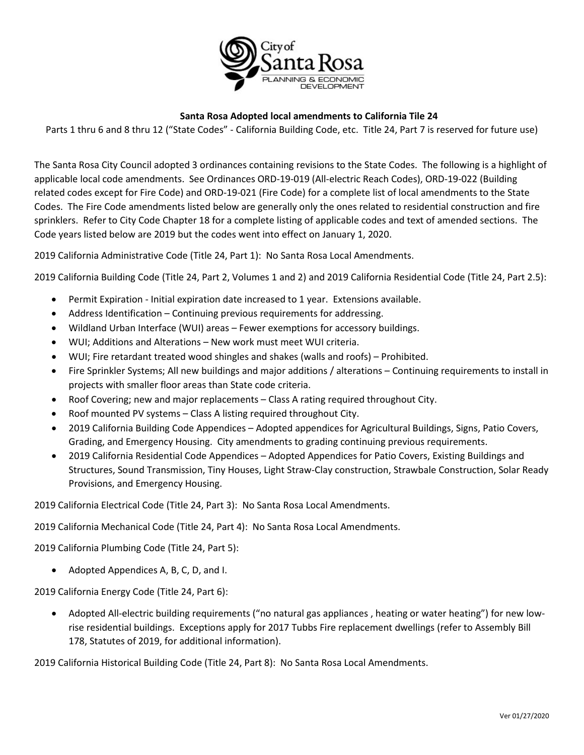**Santa Rosa Adopted local amendments to California Tile 24**

Parts 1 thru 6 and 8 thru 12 ("State Codes" - California Building Code, etc. Title 24, Part 7 is reserved for future use)

The Santa Rosa City Council adopted 3 ordinances containing revisions to the State Codes. The following is a highlight of applicable local code amendments. See Ordinances ORD-19-019 (All-electric Reach Codes), ORD-19-022 (Building related codes except for Fire Code) and ORD-19-021 (Fire Code) for a complete list of local amendments to the State Codes. The Fire Code amendments listed below are generally only the ones related to residential construction and fire sprinklers. Refer to City Code Chapter 18 for a complete listing of applicable codes and text of amended sections. The Code years listed below are 2019 but the codes went into effect on January 1, 2020.

2019 California Administrative Code (Title 24, Part 1): No Santa Rosa Local Amendments.

2019 California Building Code (Title 24, Part 2, Volumes 1 and 2) and 2019 California Residential Code (Title 24, Part 2.5):

- Permit Expiration - Initial expiration date increased to 1 year. Extensions available.
- Address Identification – Continuing previous requirements for addressing.
- Wildland Urban Interface (WUI) areas – Fewer exemptions for accessory buildings.
- WUI; Additions and Alterations – New work must meet WUI criteria.
- WUI; Fire retardant treated wood shingles and shakes (walls and roofs) – Prohibited.
- Fire Sprinkler Systems; All new buildings and major additions / alterations – Continuing requirements to install in projects with smaller floor areas than State code criteria.
- Roof Covering; new and major replacements – Class A rating required throughout City.
- Roof mounted PV systems – Class A listing required throughout City.
- 2019 California Building Code Appendices – Adopted appendices for Agricultural Buildings, Signs, Patio Covers, Grading, and Emergency Housing. City amendments to grading continuing previous requirements.
- 2019 California Residential Code Appendices – Adopted Appendices for Patio Covers, Existing Buildings and Structures, Sound Transmission, Tiny Houses, Light Straw-Clay construction, Strawbale Construction, Solar Ready Provisions, and Emergency Housing.

2019 California Electrical Code (Title 24, Part 3): No Santa Rosa Local Amendments.

2019 California Mechanical Code (Title 24, Part 4): No Santa Rosa Local Amendments.

2019 California Plumbing Code (Title 24, Part 5):

- Adopted Appendices A, B, C, D, and I.

2019 California Energy Code (Title 24, Part 6):

- Adopted All-electric building requirements ("no natural gas appliances , heating or water heating") for new low-rise residential buildings. Exceptions apply for 2017 Tubbs Fire replacement dwellings (refer to Assembly Bill 178, Statutes of 2019, for additional information).

2019 California Historical Building Code (Title 24, Part 8): No Santa Rosa Local Amendments.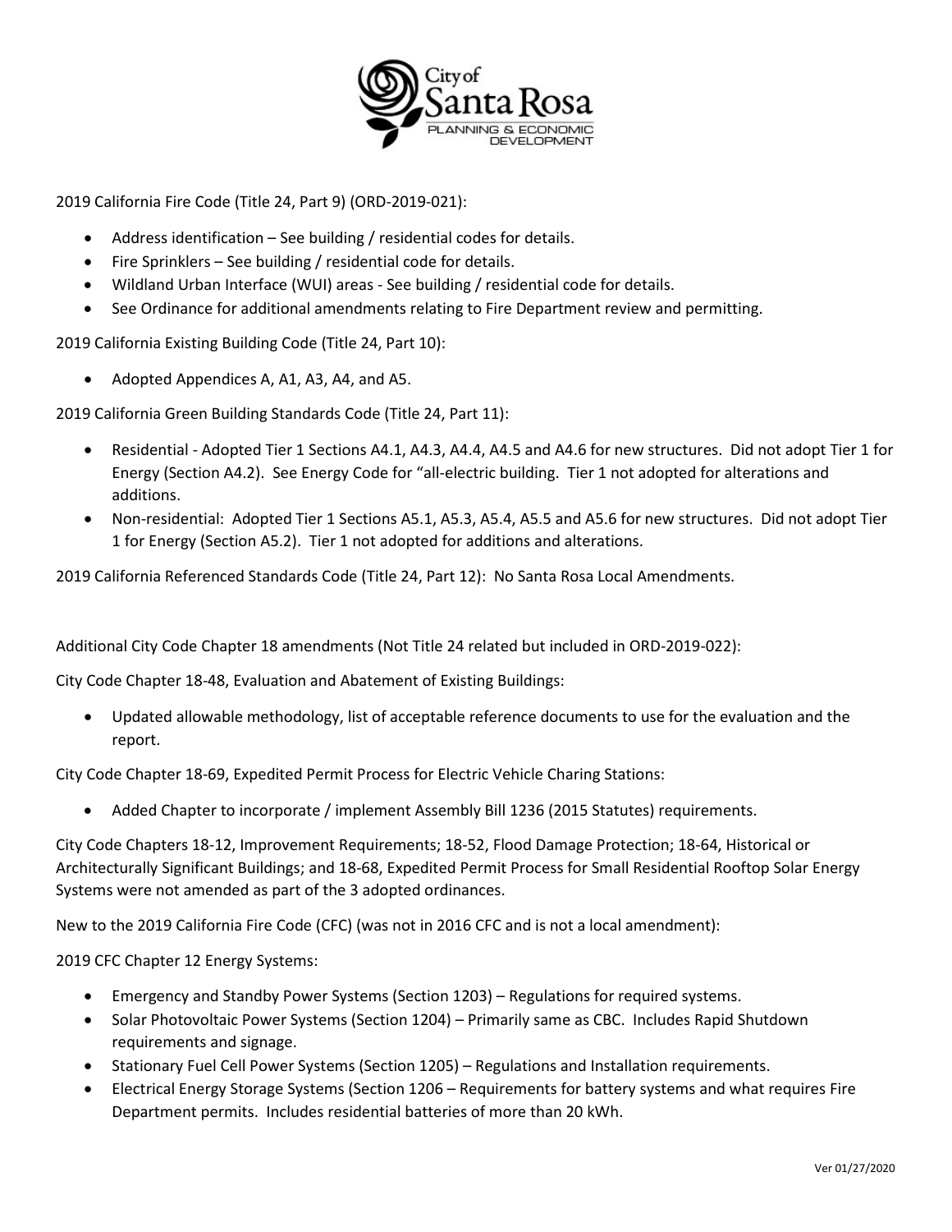2019 California Fire Code (Title 24, Part 9) (ORD-2019-021):

- Address identification – See building / residential codes for details.
- Fire Sprinklers – See building / residential code for details.
- Wildland Urban Interface (WUI) areas - See building / residential code for details.
- See Ordinance for additional amendments relating to Fire Department review and permitting.

2019 California Existing Building Code (Title 24, Part 10):

- Adopted Appendices A, A1, A3, A4, and A5.

2019 California Green Building Standards Code (Title 24, Part 11):

- Residential - Adopted Tier 1 Sections A4.1, A4.3, A4.4, A4.5 and A4.6 for new structures. Did not adopt Tier 1 for Energy (Section A4.2). See Energy Code for "all-electric building. Tier 1 not adopted for alterations and additions.
- Non-residential: Adopted Tier 1 Sections A5.1, A5.3, A5.4, A5.5 and A5.6 for new structures. Did not adopt Tier 1 for Energy (Section A5.2). Tier 1 not adopted for additions and alterations.

2019 California Referenced Standards Code (Title 24, Part 12): No Santa Rosa Local Amendments.

Additional City Code Chapter 18 amendments (Not Title 24 related but included in ORD-2019-022):

City Code Chapter 18-48, Evaluation and Abatement of Existing Buildings:

- Updated allowable methodology, list of acceptable reference documents to use for the evaluation and the report.

City Code Chapter 18-69, Expedited Permit Process for Electric Vehicle Charing Stations:

- Added Chapter to incorporate / implement Assembly Bill 1236 (2015 Statutes) requirements.

City Code Chapters 18-12, Improvement Requirements; 18-52, Flood Damage Protection; 18-64, Historical or Architecturally Significant Buildings; and 18-68, Expedited Permit Process for Small Residential Rooftop Solar Energy Systems were not amended as part of the 3 adopted ordinances.

New to the 2019 California Fire Code (CFC) (was not in 2016 CFC and is not a local amendment):

2019 CFC Chapter 12 Energy Systems:

- Emergency and Standby Power Systems (Section 1203) – Regulations for required systems.
- Solar Photovoltaic Power Systems (Section 1204) – Primarily same as CBC. Includes Rapid Shutdown requirements and signage.
- Stationary Fuel Cell Power Systems (Section 1205) – Regulations and Installation requirements.
- Electrical Energy Storage Systems (Section 1206 – Requirements for battery systems and what requires Fire Department permits. Includes residential batteries of more than 20 kWh.

Ver 01/27/2020